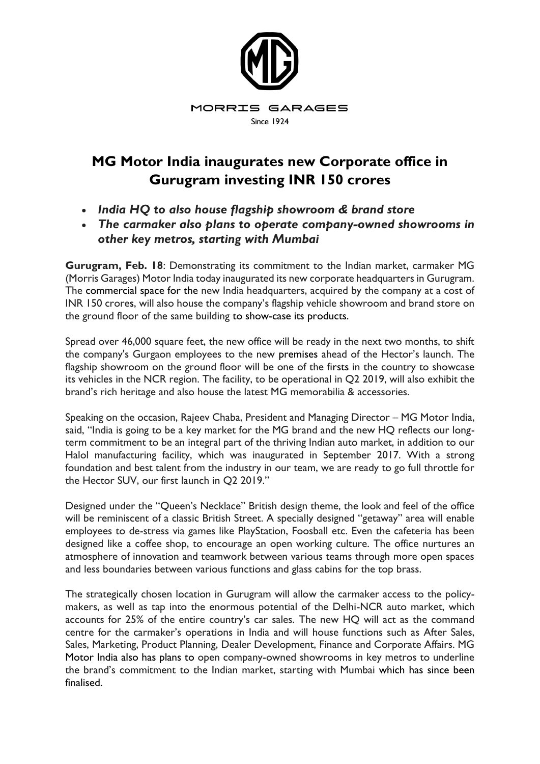MORRIS GARAGES

Since 1924

# MG Motor India inaugurates new Corporate office in Gurugram investing INR 150 crores

- ***India HQ to also house flagship showroom & brand store***
- ***The carmaker also plans to operate company-owned showrooms in other key metros, starting with Mumbai***

**Gurugram, Feb. 18**: Demonstrating its commitment to the Indian market, carmaker MG (Morris Garages) Motor India today inaugurated its new corporate headquarters in Gurugram. The commercial space for the new India headquarters, acquired by the company at a cost of INR 150 crores, will also house the company's flagship vehicle showroom and brand store on the ground floor of the same building to show-case its products.

Spread over 46,000 square feet, the new office will be ready in the next two months, to shift the company's Gurgaon employees to the new premises ahead of the Hector's launch. The flagship showroom on the ground floor will be one of the firsts in the country to showcase its vehicles in the NCR region. The facility, to be operational in Q2 2019, will also exhibit the brand's rich heritage and also house the latest MG memorabilia & accessories.

Speaking on the occasion, Rajeev Chaba, President and Managing Director – MG Motor India, said, "India is going to be a key market for the MG brand and the new HQ reflects our long-term commitment to be an integral part of the thriving Indian auto market, in addition to our Halol manufacturing facility, which was inaugurated in September 2017. With a strong foundation and best talent from the industry in our team, we are ready to go full throttle for the Hector SUV, our first launch in Q2 2019."

Designed under the "Queen's Necklace" British design theme, the look and feel of the office will be reminiscent of a classic British Street. A specially designed "getaway" area will enable employees to de-stress via games like PlayStation, Foosball etc. Even the cafeteria has been designed like a coffee shop, to encourage an open working culture. The office nurtures an atmosphere of innovation and teamwork between various teams through more open spaces and less boundaries between various functions and glass cabins for the top brass.

The strategically chosen location in Gurugram will allow the carmaker access to the policy-makers, as well as tap into the enormous potential of the Delhi-NCR auto market, which accounts for 25% of the entire country's car sales. The new HQ will act as the command centre for the carmaker's operations in India and will house functions such as After Sales, Sales, Marketing, Product Planning, Dealer Development, Finance and Corporate Affairs. MG Motor India also has plans to open company-owned showrooms in key metros to underline the brand's commitment to the Indian market, starting with Mumbai which has since been finalised.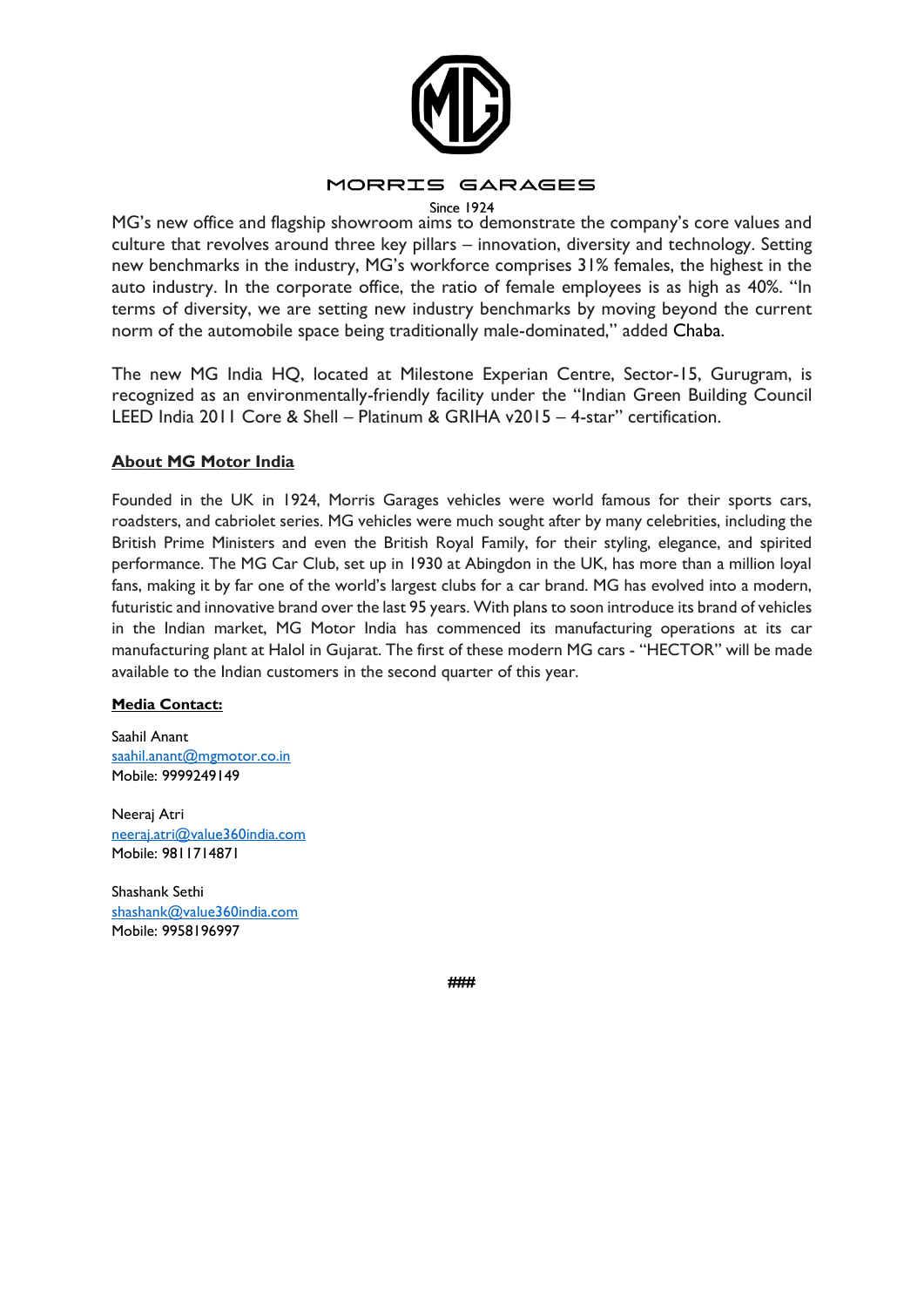MG's new office and flagship showroom aims to demonstrate the company's core values and culture that revolves around three key pillars – innovation, diversity and technology. Setting new benchmarks in the industry, MG's workforce comprises 31% females, the highest in the auto industry. In the corporate office, the ratio of female employees is as high as 40%. "In terms of diversity, we are setting new industry benchmarks by moving beyond the current norm of the automobile space being traditionally male-dominated," added Chaba.

The new MG India HQ, located at Milestone Experian Centre, Sector-15, Gurugram, is recognized as an environmentally-friendly facility under the "Indian Green Building Council LEED India 2011 Core & Shell – Platinum & GRIHA v2015 – 4-star" certification.

## About MG Motor India

Founded in the UK in 1924, Morris Garages vehicles were world famous for their sports cars, roadsters, and cabriolet series. MG vehicles were much sought after by many celebrities, including the British Prime Ministers and even the British Royal Family, for their styling, elegance, and spirited performance. The MG Car Club, set up in 1930 at Abingdon in the UK, has more than a million loyal fans, making it by far one of the world's largest clubs for a car brand. MG has evolved into a modern, futuristic and innovative brand over the last 95 years. With plans to soon introduce its brand of vehicles in the Indian market, MG Motor India has commenced its manufacturing operations at its car manufacturing plant at Halol in Gujarat. The first of these modern MG cars - "HECTOR" will be made available to the Indian customers in the second quarter of this year.

**Media Contact:**

Saahil Anant
saahil.anant@mgmotor.co.in
Mobile: 9999249149

Neeraj Atri
neeraj.atri@value360india.com
Mobile: 9811714871

Shashank Sethi
shashank@value360india.com
Mobile: 9958196997

###